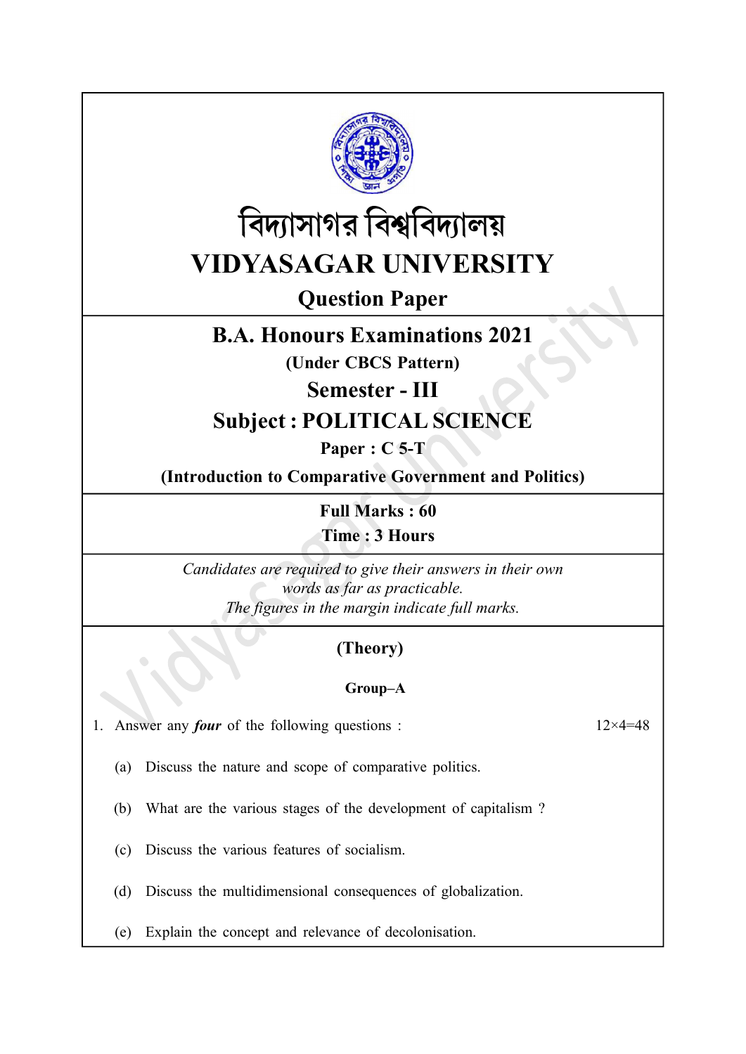# বিদ্যাসাগর বিশ্ববিদ্যালয়

# VIDYASAGAR UNIVERSITY

## Question Paper

## B.A. Honours Examinations 2021

**(Under CBCS Pattern)**

## Semester - III

## Subject : POLITICAL SCIENCE

**Paper : C 5-T**

**(Introduction to Comparative Government and Politics)**

**Full Marks : 60**

**Time : 3 Hours**

*Candidates are required to give their answers in their own words as far as practicable.*

*The figures in the margin indicate full marks.*

**(Theory)**

**Group–A**

1. Answer any ***four*** of the following questions : 12×4=48

   (a) Discuss the nature and scope of comparative politics.

   (b) What are the various stages of the development of capitalism ?

   (c) Discuss the various features of socialism.

   (d) Discuss the multidimensional consequences of globalization.

   (e) Explain the concept and relevance of decolonisation.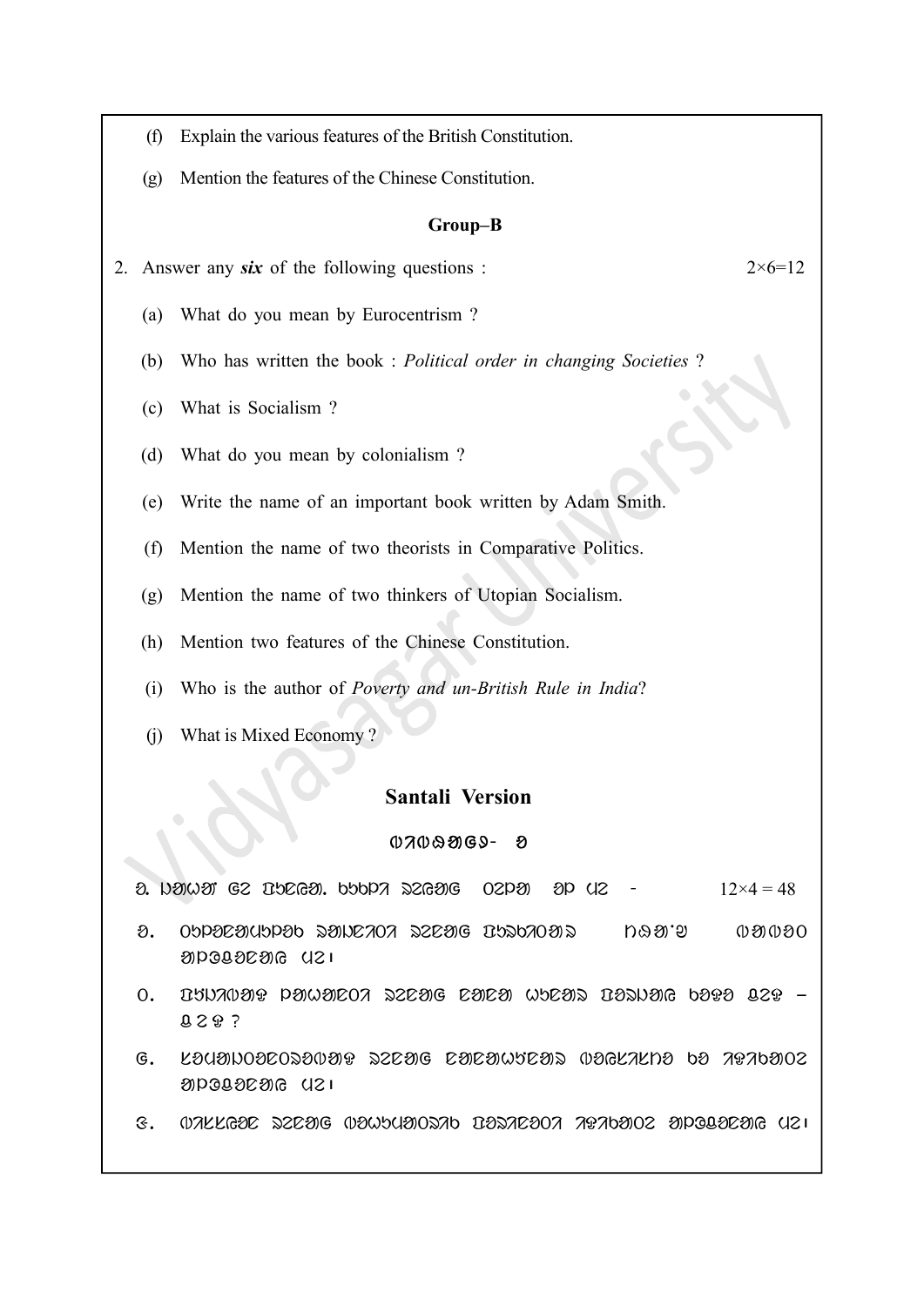(f) Explain the various features of the British Constitution.

(g) Mention the features of the Chinese Constitution.

**Group–B**

2. Answer any ***six*** of the following questions : 2×6=12

(a) What do you mean by Eurocentrism ?

(b) Who has written the book : *Political order in changing Societies* ?

(c) What is Socialism ?

(d) What do you mean by colonialism ?

(e) Write the name of an important book written by Adam Smith.

(f) Mention the name of two theorists in Comparative Politics.

(g) Mention the name of two thinkers of Utopian Socialism.

(h) Mention two features of the Chinese Constitution.

(i) Who is the author of *Poverty and un-British Rule in India*?

(j) What is Mixed Economy ?

## Santali Version

12×4 = 48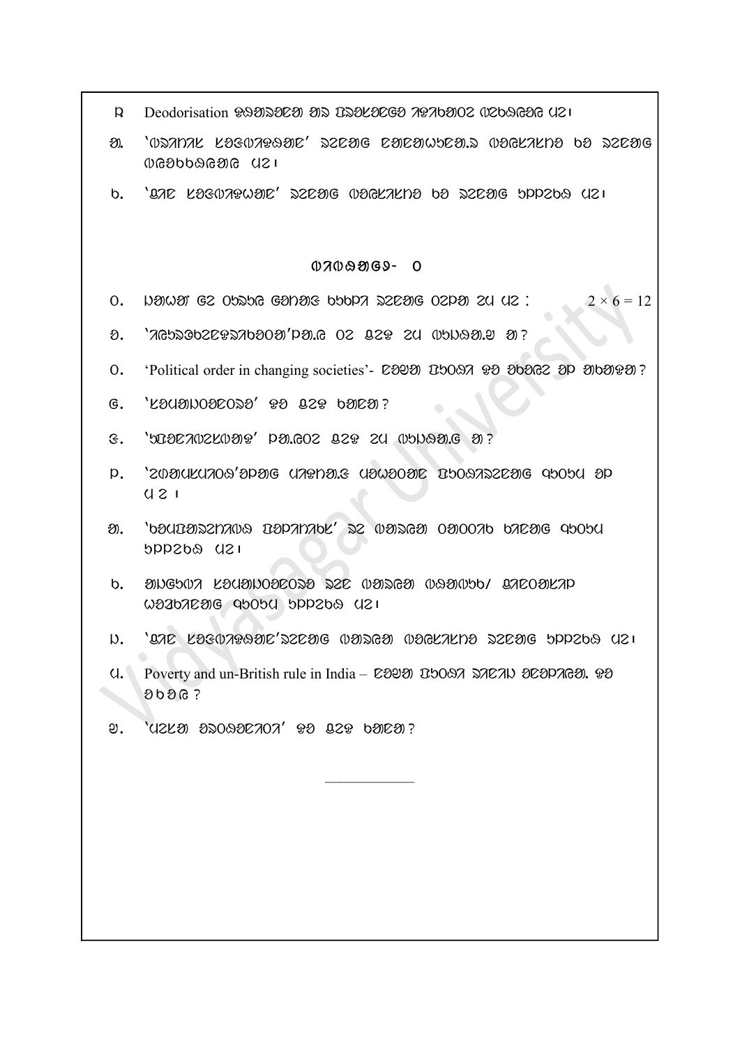ᱤ. Deodorisation ᱥᱟᱢᱟᱝᱮᱛ ᱢᱟ ᱵᱟᱹᱲᱤᱡᱽ ᱞᱮᱠᱷᱟ ᱢᱟᱱᱟᱣ ᱫᱚᱦᱚᱭ ᱢᱮ ᱾

ᱟ. 'ᱫᱟᱹᱞᱟᱹᱜ ᱠᱷᱚᱡᱫᱟᱨᱥᱟᱢᱮ' ᱥᱚᱫᱚᱨ ᱮᱢᱮᱱᱣᱟᱜᱮᱱ ᱫᱟᱜᱠᱟᱹᱠᱷᱟ ᱵᱟ ᱥᱚᱫᱚᱨ ᱫᱚᱦᱚᱵᱵᱟᱜ ᱢᱮ ᱾

ᱵ. 'ᱥᱟᱹᱨᱮ ᱠᱷᱚᱡᱫᱟᱨᱥᱣᱟᱹᱨ' ᱥᱚᱫᱚᱨ ᱫᱟᱜᱠᱟᱹᱠᱷᱟ ᱵᱟ ᱥᱚᱫᱚᱨ ᱵᱤᱵᱨᱚᱱ ᱢᱮ ᱾

## ᱦᱟᱹᱴᱤᱧ - ᱒

᱒. ᱞᱟᱛᱟᱨ ᱨᱮ ᱚᱞᱟᱠᱟᱱ ᱜᱟᱶᱟ ᱵᱵᱵᱤᱫ ᱥᱚᱫᱚᱨ ᱚᱨᱯᱟᱹ ᱨᱩ ᱢᱮ : $2 \times 6 = 12$

ᱟ. 'ᱫᱮᱢᱚᱠᱨᱮᱥᱤᱭᱟᱨ ᱨᱮᱛ'ᱯᱟᱹᱜ ᱚᱨ ᱥᱟᱨᱥ ᱨᱩ ᱫᱵᱞᱟᱹᱣᱟᱹ ᱟ?

ᱵ. 'Political order in changing societies'- ᱮᱛᱟ ᱛᱚᱵᱚᱡ ᱥᱚ ᱟᱵᱟᱜᱨ ᱟᱯ ᱟᱱᱟᱥᱟ?

ᱜ. 'ᱠᱷᱚᱫᱟᱞᱟᱚᱛᱮᱚᱛᱟ' ᱥᱚ ᱥᱨᱥ ᱵᱟᱢᱮᱱᱟ?

ᱫ. 'ᱵᱛᱟᱮᱱᱫᱨᱠᱫᱟᱥ' ᱯᱟᱹᱜᱚᱨ ᱥᱨᱥ ᱨᱩ ᱫᱵᱞᱟᱹᱣᱟᱹᱜ ᱟ?

ᱮ. 'ᱨᱫᱟᱩᱠᱩᱫᱚᱛ'ᱟᱯᱟᱜ ᱩᱱᱥᱱᱟᱹᱜ ᱩᱟᱣᱟᱚᱢᱮ ᱛᱵᱚᱥᱱᱥᱨᱮᱱᱟᱜ ᱥᱵᱚᱵᱩ ᱟᱯ ᱩᱨ ᱾

ᱟ. 'ᱵᱟᱩᱛᱟᱥᱨᱦᱱᱫᱚ ᱛᱟᱯᱱᱦᱵᱠ' ᱥᱨ ᱫᱟᱥᱜᱟ ᱚᱟᱚᱚᱱᱵ ᱵᱱᱮᱟᱜ ᱥᱵᱚᱵᱩ ᱵᱯᱯᱨᱵᱟ ᱩᱨ ᱾

ᱵ. ᱟᱞᱜᱵᱫᱱ ᱠᱷᱚᱫᱟᱞᱚᱛᱮᱚᱛᱟ ᱥᱨᱮ ᱫᱟᱥᱜᱟ ᱫᱟᱟᱫᱵᱵ/ ᱥᱟᱹᱮᱚᱟᱠᱟᱯ ᱣᱟᱛᱵᱱᱮᱟᱜ ᱥᱵᱚᱵᱩ ᱵᱯᱯᱨᱵᱟ ᱩᱨ ᱾

ᱞ. 'ᱥᱟᱹᱮ ᱠᱷᱚᱡᱫᱟᱨᱥᱟᱢᱮ'ᱥᱨᱮᱟᱜ ᱫᱟᱥᱜᱟ ᱫᱟᱜᱠᱟᱹᱠᱷᱟ ᱥᱨᱮᱟᱜ ᱵᱯᱯᱨᱵᱟ ᱩᱨ ᱾

ᱩ. Poverty and un-British rule in India – ᱮᱛᱟ ᱛᱵᱚᱥᱱ ᱥᱟᱮᱱᱞ ᱟᱮᱟᱯᱱᱜᱟ. ᱥᱚ ᱟᱵᱟᱜ?

ᱟ. 'ᱩᱨᱠᱟ ᱟᱥᱚᱥᱟᱮᱱᱚᱱ' ᱥᱚ ᱥᱨᱥ ᱵᱟᱢᱮᱟ?